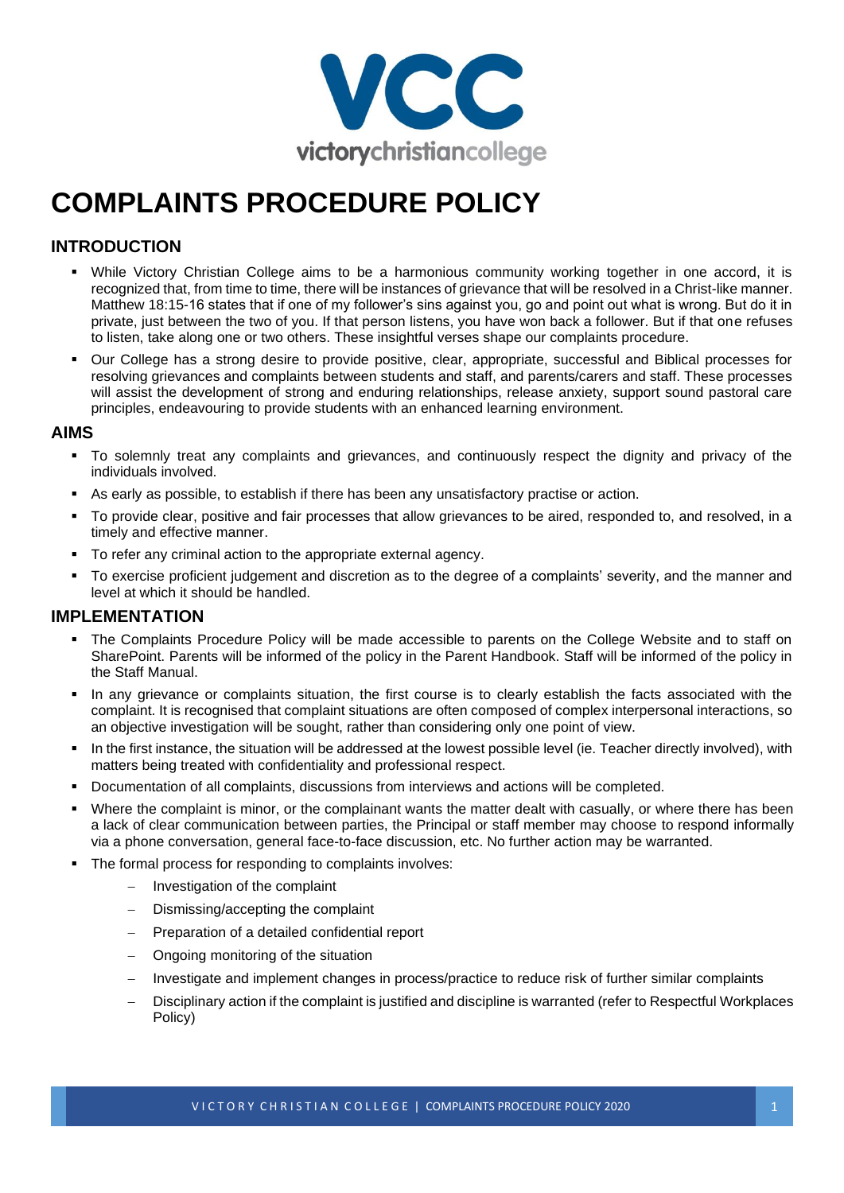# COMPLAINTS PROCEDURE POLICY

## INTRODUCTION

- While Victory Christian College aims to be a harmonious community working together in one accord, it is recognized that, from time to time, there will be instances of grievance that will be resolved in a Christ-like manner. Matthew 18:15-16 states that if one of my follower's sins against you, go and point out what is wrong. But do it in private, just between the two of you. If that person listens, you have won back a follower. But if that one refuses to listen, take along one or two others. These insightful verses shape our complaints procedure.
- Our College has a strong desire to provide positive, clear, appropriate, successful and Biblical processes for resolving grievances and complaints between students and staff, and parents/carers and staff. These processes will assist the development of strong and enduring relationships, release anxiety, support sound pastoral care principles, endeavouring to provide students with an enhanced learning environment.

## AIMS

- To solemnly treat any complaints and grievances, and continuously respect the dignity and privacy of the individuals involved.
- As early as possible, to establish if there has been any unsatisfactory practise or action.
- To provide clear, positive and fair processes that allow grievances to be aired, responded to, and resolved, in a timely and effective manner.
- To refer any criminal action to the appropriate external agency.
- To exercise proficient judgement and discretion as to the degree of a complaints' severity, and the manner and level at which it should be handled.

## IMPLEMENTATION

- The Complaints Procedure Policy will be made accessible to parents on the College Website and to staff on SharePoint. Parents will be informed of the policy in the Parent Handbook. Staff will be informed of the policy in the Staff Manual.
- In any grievance or complaints situation, the first course is to clearly establish the facts associated with the complaint. It is recognised that complaint situations are often composed of complex interpersonal interactions, so an objective investigation will be sought, rather than considering only one point of view.
- In the first instance, the situation will be addressed at the lowest possible level (ie. Teacher directly involved), with matters being treated with confidentiality and professional respect.
- Documentation of all complaints, discussions from interviews and actions will be completed.
- Where the complaint is minor, or the complainant wants the matter dealt with casually, or where there has been a lack of clear communication between parties, the Principal or staff member may choose to respond informally via a phone conversation, general face-to-face discussion, etc. No further action may be warranted.
- The formal process for responding to complaints involves:
  - Investigation of the complaint
  - Dismissing/accepting the complaint
  - Preparation of a detailed confidential report
  - Ongoing monitoring of the situation
  - Investigate and implement changes in process/practice to reduce risk of further similar complaints
  - Disciplinary action if the complaint is justified and discipline is warranted (refer to Respectful Workplaces Policy)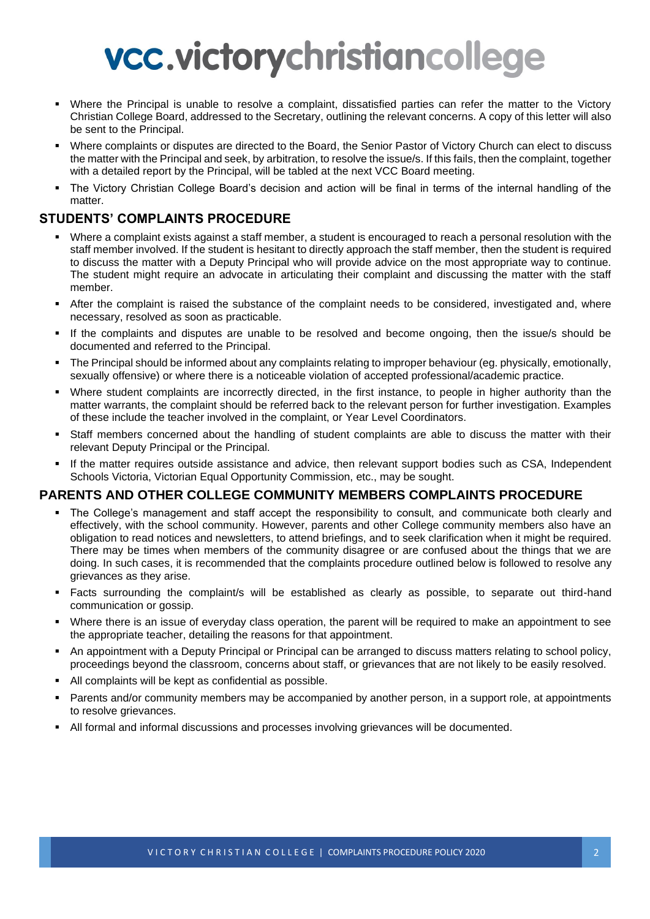- Where the Principal is unable to resolve a complaint, dissatisfied parties can refer the matter to the Victory Christian College Board, addressed to the Secretary, outlining the relevant concerns. A copy of this letter will also be sent to the Principal.
- Where complaints or disputes are directed to the Board, the Senior Pastor of Victory Church can elect to discuss the matter with the Principal and seek, by arbitration, to resolve the issue/s. If this fails, then the complaint, together with a detailed report by the Principal, will be tabled at the next VCC Board meeting.
- The Victory Christian College Board's decision and action will be final in terms of the internal handling of the matter.

## STUDENTS' COMPLAINTS PROCEDURE

- Where a complaint exists against a staff member, a student is encouraged to reach a personal resolution with the staff member involved. If the student is hesitant to directly approach the staff member, then the student is required to discuss the matter with a Deputy Principal who will provide advice on the most appropriate way to continue. The student might require an advocate in articulating their complaint and discussing the matter with the staff member.
- After the complaint is raised the substance of the complaint needs to be considered, investigated and, where necessary, resolved as soon as practicable.
- If the complaints and disputes are unable to be resolved and become ongoing, then the issue/s should be documented and referred to the Principal.
- The Principal should be informed about any complaints relating to improper behaviour (eg. physically, emotionally, sexually offensive) or where there is a noticeable violation of accepted professional/academic practice.
- Where student complaints are incorrectly directed, in the first instance, to people in higher authority than the matter warrants, the complaint should be referred back to the relevant person for further investigation. Examples of these include the teacher involved in the complaint, or Year Level Coordinators.
- Staff members concerned about the handling of student complaints are able to discuss the matter with their relevant Deputy Principal or the Principal.
- If the matter requires outside assistance and advice, then relevant support bodies such as CSA, Independent Schools Victoria, Victorian Equal Opportunity Commission, etc., may be sought.

## PARENTS AND OTHER COLLEGE COMMUNITY MEMBERS COMPLAINTS PROCEDURE

- The College's management and staff accept the responsibility to consult, and communicate both clearly and effectively, with the school community. However, parents and other College community members also have an obligation to read notices and newsletters, to attend briefings, and to seek clarification when it might be required. There may be times when members of the community disagree or are confused about the things that we are doing. In such cases, it is recommended that the complaints procedure outlined below is followed to resolve any grievances as they arise.
- Facts surrounding the complaint/s will be established as clearly as possible, to separate out third-hand communication or gossip.
- Where there is an issue of everyday class operation, the parent will be required to make an appointment to see the appropriate teacher, detailing the reasons for that appointment.
- An appointment with a Deputy Principal or Principal can be arranged to discuss matters relating to school policy, proceedings beyond the classroom, concerns about staff, or grievances that are not likely to be easily resolved.
- All complaints will be kept as confidential as possible.
- Parents and/or community members may be accompanied by another person, in a support role, at appointments to resolve grievances.
- All formal and informal discussions and processes involving grievances will be documented.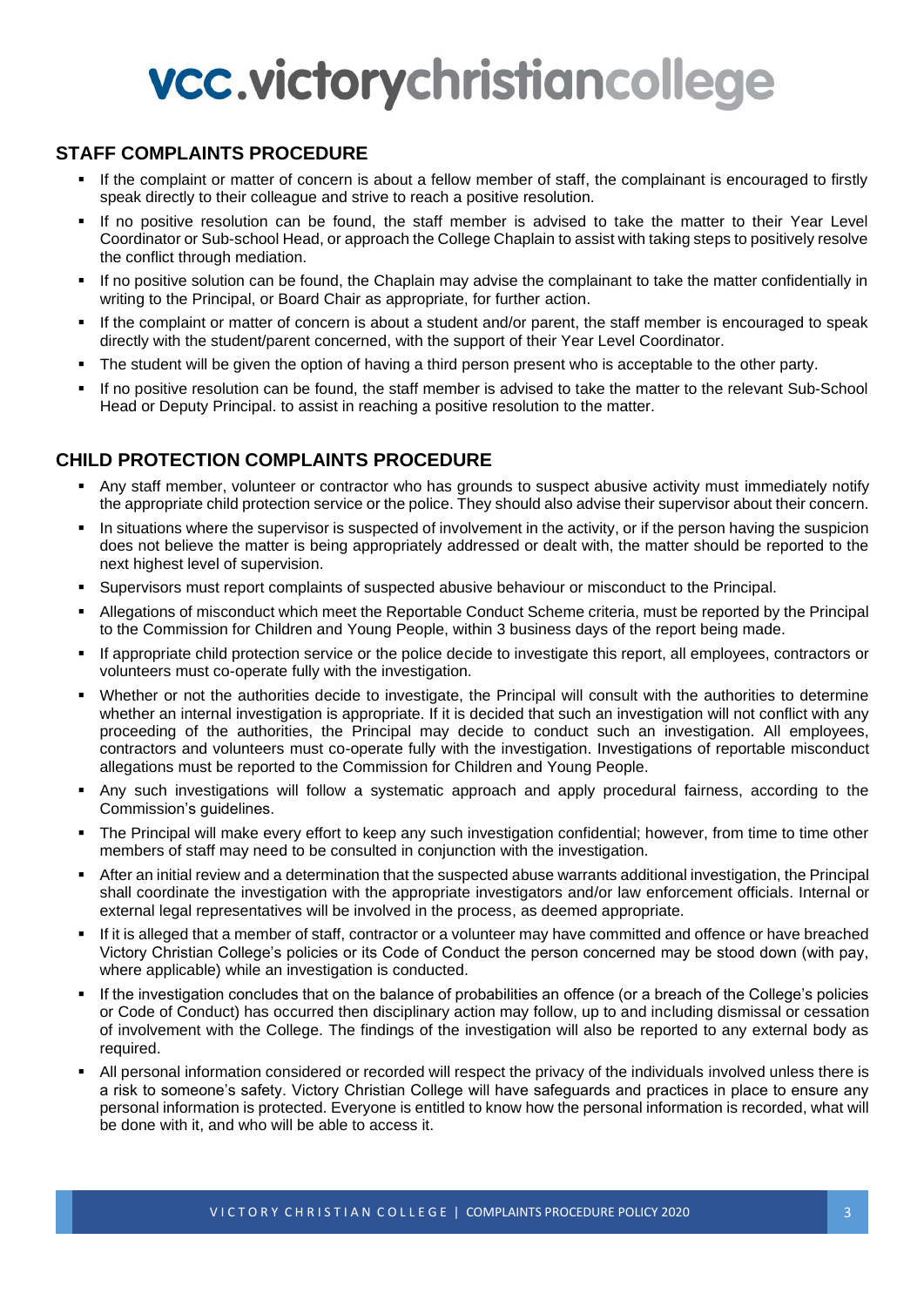## STAFF COMPLAINTS PROCEDURE

- If the complaint or matter of concern is about a fellow member of staff, the complainant is encouraged to firstly speak directly to their colleague and strive to reach a positive resolution.
- If no positive resolution can be found, the staff member is advised to take the matter to their Year Level Coordinator or Sub-school Head, or approach the College Chaplain to assist with taking steps to positively resolve the conflict through mediation.
- If no positive solution can be found, the Chaplain may advise the complainant to take the matter confidentially in writing to the Principal, or Board Chair as appropriate, for further action.
- If the complaint or matter of concern is about a student and/or parent, the staff member is encouraged to speak directly with the student/parent concerned, with the support of their Year Level Coordinator.
- The student will be given the option of having a third person present who is acceptable to the other party.
- If no positive resolution can be found, the staff member is advised to take the matter to the relevant Sub-School Head or Deputy Principal. to assist in reaching a positive resolution to the matter.

## CHILD PROTECTION COMPLAINTS PROCEDURE

- Any staff member, volunteer or contractor who has grounds to suspect abusive activity must immediately notify the appropriate child protection service or the police. They should also advise their supervisor about their concern.
- In situations where the supervisor is suspected of involvement in the activity, or if the person having the suspicion does not believe the matter is being appropriately addressed or dealt with, the matter should be reported to the next highest level of supervision.
- Supervisors must report complaints of suspected abusive behaviour or misconduct to the Principal.
- Allegations of misconduct which meet the Reportable Conduct Scheme criteria, must be reported by the Principal to the Commission for Children and Young People, within 3 business days of the report being made.
- If appropriate child protection service or the police decide to investigate this report, all employees, contractors or volunteers must co-operate fully with the investigation.
- Whether or not the authorities decide to investigate, the Principal will consult with the authorities to determine whether an internal investigation is appropriate. If it is decided that such an investigation will not conflict with any proceeding of the authorities, the Principal may decide to conduct such an investigation. All employees, contractors and volunteers must co-operate fully with the investigation. Investigations of reportable misconduct allegations must be reported to the Commission for Children and Young People.
- Any such investigations will follow a systematic approach and apply procedural fairness, according to the Commission's guidelines.
- The Principal will make every effort to keep any such investigation confidential; however, from time to time other members of staff may need to be consulted in conjunction with the investigation.
- After an initial review and a determination that the suspected abuse warrants additional investigation, the Principal shall coordinate the investigation with the appropriate investigators and/or law enforcement officials. Internal or external legal representatives will be involved in the process, as deemed appropriate.
- If it is alleged that a member of staff, contractor or a volunteer may have committed and offence or have breached Victory Christian College's policies or its Code of Conduct the person concerned may be stood down (with pay, where applicable) while an investigation is conducted.
- If the investigation concludes that on the balance of probabilities an offence (or a breach of the College's policies or Code of Conduct) has occurred then disciplinary action may follow, up to and including dismissal or cessation of involvement with the College. The findings of the investigation will also be reported to any external body as required.
- All personal information considered or recorded will respect the privacy of the individuals involved unless there is a risk to someone's safety. Victory Christian College will have safeguards and practices in place to ensure any personal information is protected. Everyone is entitled to know how the personal information is recorded, what will be done with it, and who will be able to access it.